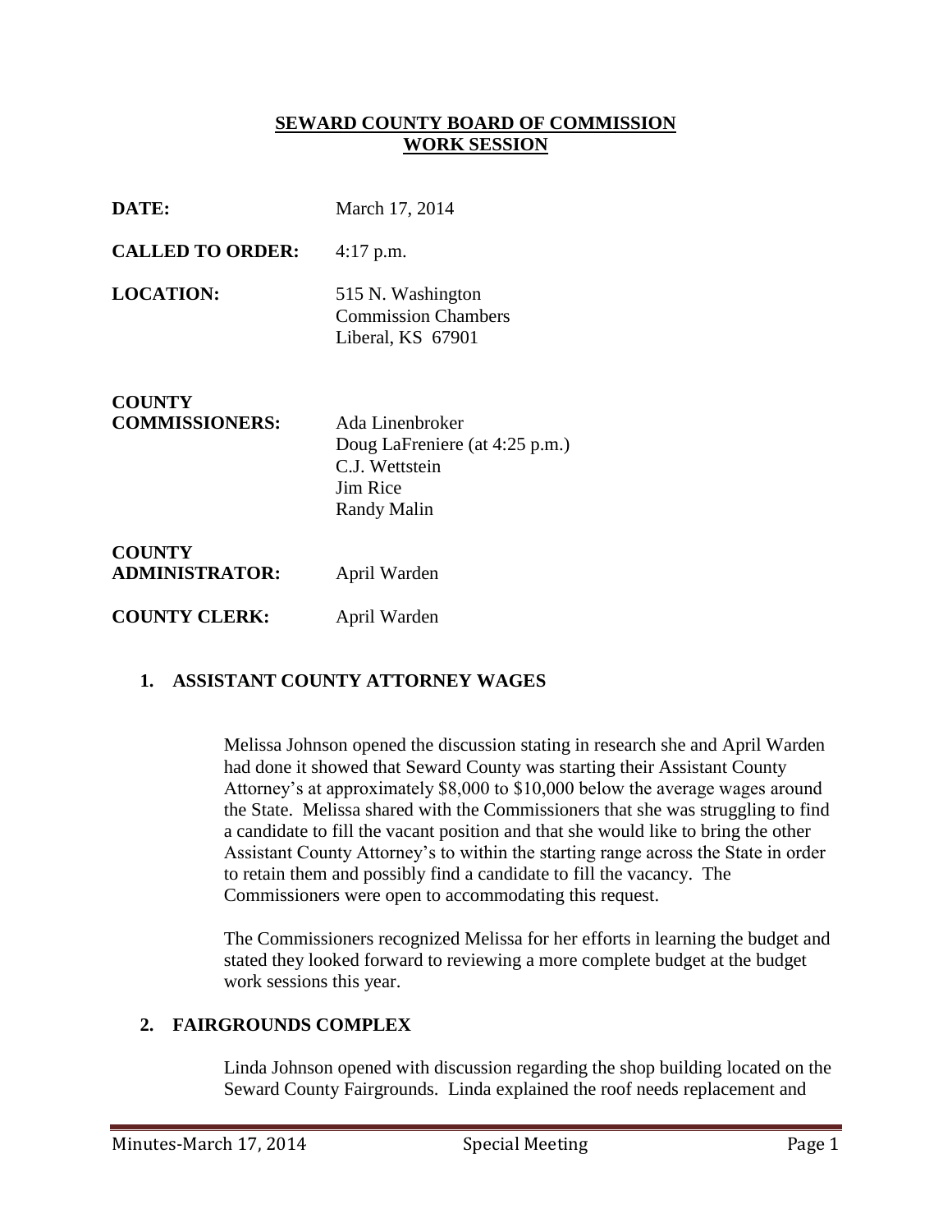# SEWARD COUNTY BOARD OF COMMISSION
# WORK SESSION

**DATE:** March 17, 2014

**CALLED TO ORDER:** 4:17 p.m.

**LOCATION:** 515 N. Washington
Commission Chambers
Liberal, KS 67901

**COUNTY COMMISSIONERS:** Ada Linenbroker
Doug LaFreniere (at 4:25 p.m.)
C.J. Wettstein
Jim Rice
Randy Malin

**COUNTY ADMINISTRATOR:** April Warden

**COUNTY CLERK:** April Warden

## 1. ASSISTANT COUNTY ATTORNEY WAGES

Melissa Johnson opened the discussion stating in research she and April Warden had done it showed that Seward County was starting their Assistant County Attorney's at approximately $8,000 to $10,000 below the average wages around the State. Melissa shared with the Commissioners that she was struggling to find a candidate to fill the vacant position and that she would like to bring the other Assistant County Attorney's to within the starting range across the State in order to retain them and possibly find a candidate to fill the vacancy. The Commissioners were open to accommodating this request.

The Commissioners recognized Melissa for her efforts in learning the budget and stated they looked forward to reviewing a more complete budget at the budget work sessions this year.

## 2. FAIRGROUNDS COMPLEX

Linda Johnson opened with discussion regarding the shop building located on the Seward County Fairgrounds. Linda explained the roof needs replacement and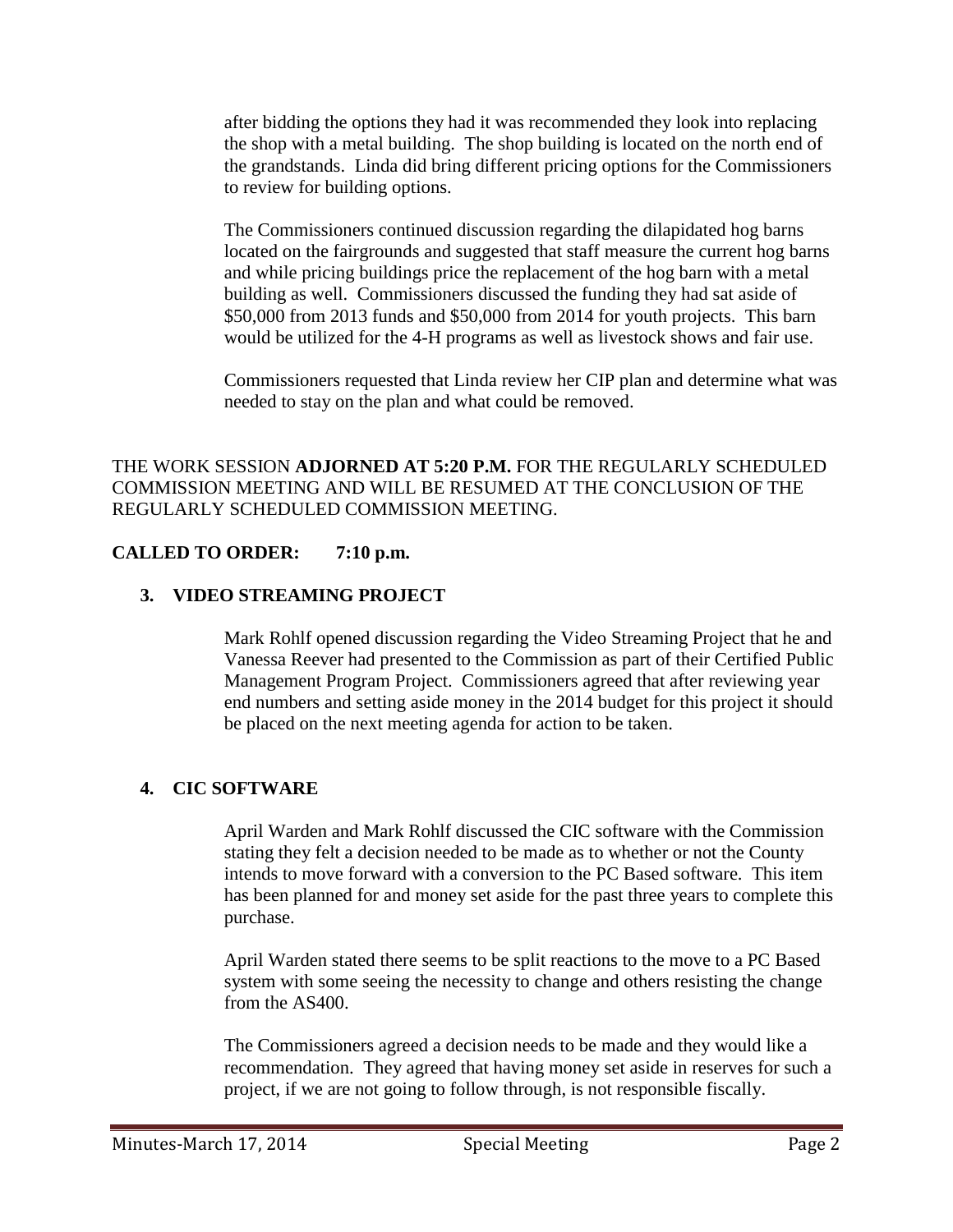after bidding the options they had it was recommended they look into replacing the shop with a metal building. The shop building is located on the north end of the grandstands. Linda did bring different pricing options for the Commissioners to review for building options.

The Commissioners continued discussion regarding the dilapidated hog barns located on the fairgrounds and suggested that staff measure the current hog barns and while pricing buildings price the replacement of the hog barn with a metal building as well. Commissioners discussed the funding they had sat aside of \$50,000 from 2013 funds and \$50,000 from 2014 for youth projects. This barn would be utilized for the 4-H programs as well as livestock shows and fair use.

Commissioners requested that Linda review her CIP plan and determine what was needed to stay on the plan and what could be removed.

THE WORK SESSION **ADJORNED AT 5:20 P.M.** FOR THE REGULARLY SCHEDULED COMMISSION MEETING AND WILL BE RESUMED AT THE CONCLUSION OF THE REGULARLY SCHEDULED COMMISSION MEETING.

**CALLED TO ORDER: 7:10 p.m.**

**3. VIDEO STREAMING PROJECT**

Mark Rohlf opened discussion regarding the Video Streaming Project that he and Vanessa Reever had presented to the Commission as part of their Certified Public Management Program Project. Commissioners agreed that after reviewing year end numbers and setting aside money in the 2014 budget for this project it should be placed on the next meeting agenda for action to be taken.

**4. CIC SOFTWARE**

April Warden and Mark Rohlf discussed the CIC software with the Commission stating they felt a decision needed to be made as to whether or not the County intends to move forward with a conversion to the PC Based software. This item has been planned for and money set aside for the past three years to complete this purchase.

April Warden stated there seems to be split reactions to the move to a PC Based system with some seeing the necessity to change and others resisting the change from the AS400.

The Commissioners agreed a decision needs to be made and they would like a recommendation. They agreed that having money set aside in reserves for such a project, if we are not going to follow through, is not responsible fiscally.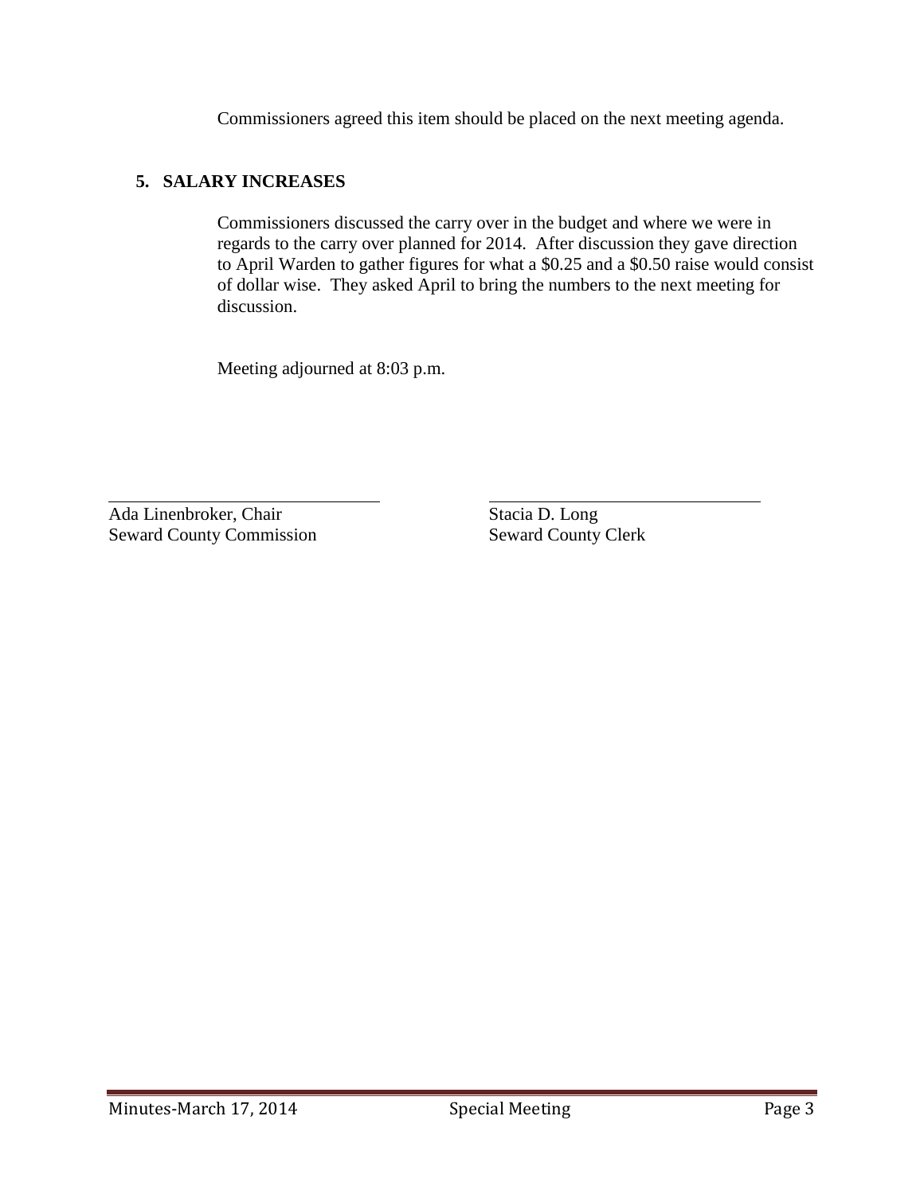Commissioners agreed this item should be placed on the next meeting agenda.

## 5. SALARY INCREASES

Commissioners discussed the carry over in the budget and where we were in regards to the carry over planned for 2014. After discussion they gave direction to April Warden to gather figures for what a $0.25 and a $0.50 raise would consist of dollar wise. They asked April to bring the numbers to the next meeting for discussion.

Meeting adjourned at 8:03 p.m.

| | |
|---|---|
| Ada Linenbroker, Chair<br>Seward County Commission | Stacia D. Long<br>Seward County Clerk |